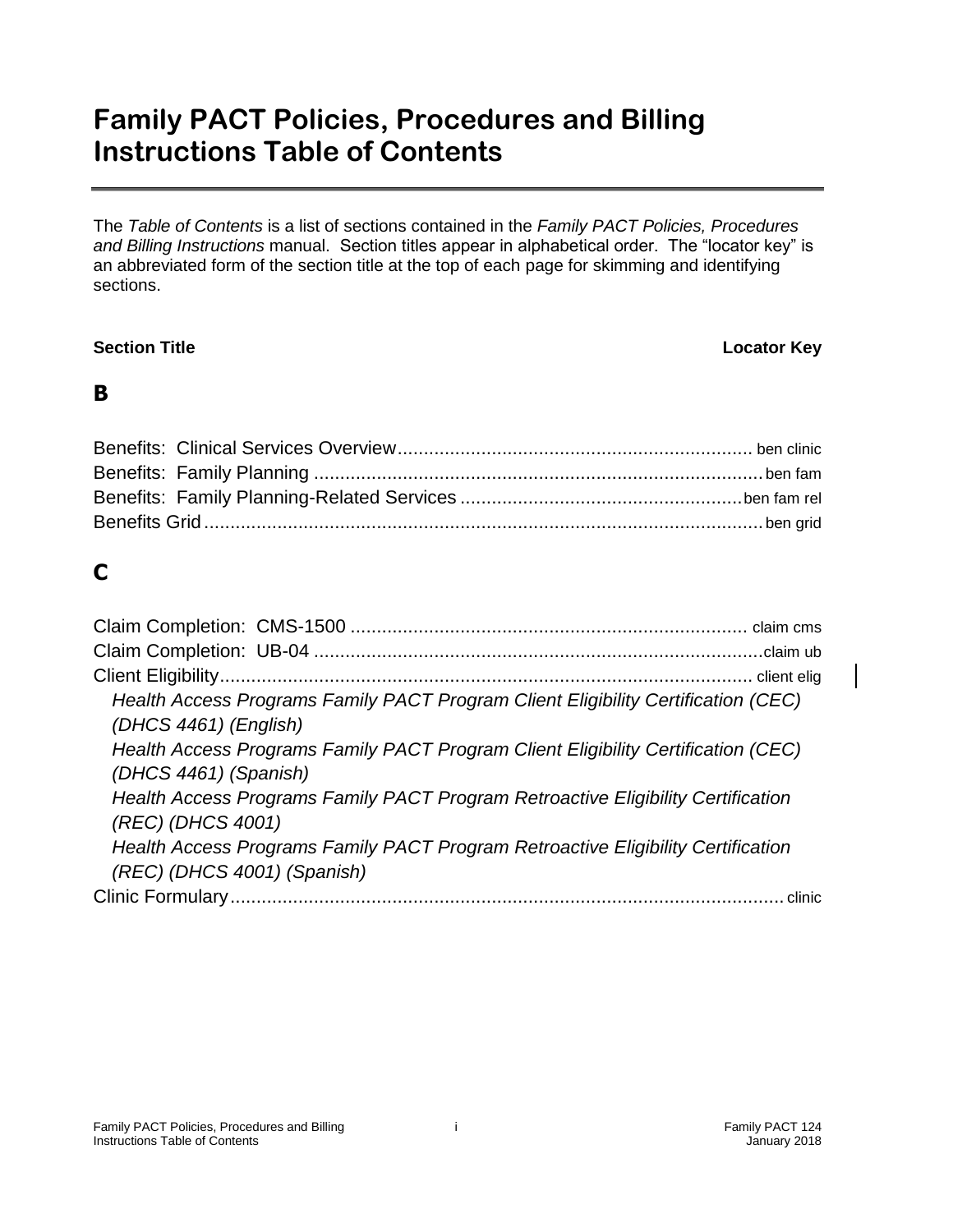# Family PACT Policies, Procedures and Billing Instructions Table of Contents

The *Table of Contents* is a list of sections contained in the *Family PACT Policies, Procedures and Billing Instructions* manual. Section titles appear in alphabetical order. The "locator key" is an abbreviated form of the section title at the top of each page for skimming and identifying sections.

| Section Title | Locator Key |
|---|---|
| **B** | |
| Benefits: Clinical Services Overview | ben clinic |
| Benefits: Family Planning | ben fam |
| Benefits: Family Planning-Related Services | ben fam rel |
| Benefits Grid | ben grid |
| **C** | |
| Claim Completion: CMS-1500 | claim cms |
| Claim Completion: UB-04 | claim ub |
| Client Eligibility | client elig |
| *Health Access Programs Family PACT Program Client Eligibility Certification (CEC) (DHCS 4461) (English)* | |
| *Health Access Programs Family PACT Program Client Eligibility Certification (CEC) (DHCS 4461) (Spanish)* | |
| *Health Access Programs Family PACT Program Retroactive Eligibility Certification (REC) (DHCS 4001)* | |
| *Health Access Programs Family PACT Program Retroactive Eligibility Certification (REC) (DHCS 4001) (Spanish)* | |
| Clinic Formulary | clinic |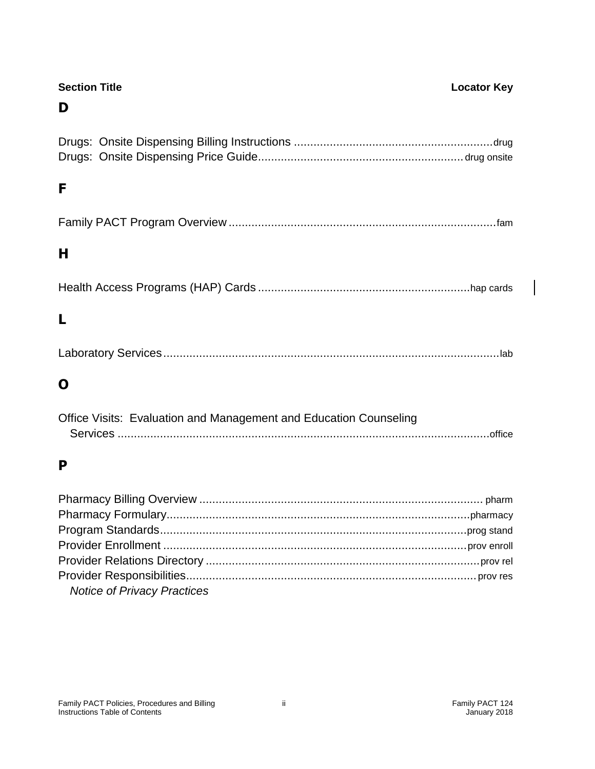| Section Title | Locator Key |
|---|---|
| **D** | |
| Drugs: Onsite Dispensing Billing Instructions | drug |
| Drugs: Onsite Dispensing Price Guide | drug onsite |
| **F** | |
| Family PACT Program Overview | fam |
| **H** | |
| Health Access Programs (HAP) Cards | hap cards |
| **L** | |
| Laboratory Services | lab |
| **O** | |
| Office Visits: Evaluation and Management and Education Counseling Services | office |
| **P** | |
| Pharmacy Billing Overview | pharm |
| Pharmacy Formulary | pharmacy |
| Program Standards | prog stand |
| Provider Enrollment | prov enroll |
| Provider Relations Directory | prov rel |
| Provider Responsibilities | prov res |
| *Notice of Privacy Practices* | |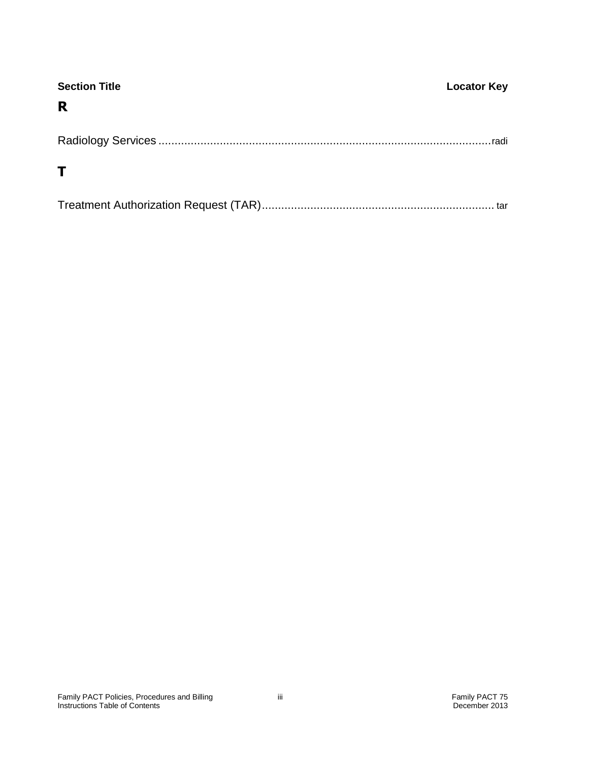| Section Title | Locator Key |
|---|---|

## R

Radiology Services ........................................................................................................radi

## T

Treatment Authorization Request (TAR)........................................................................ tar